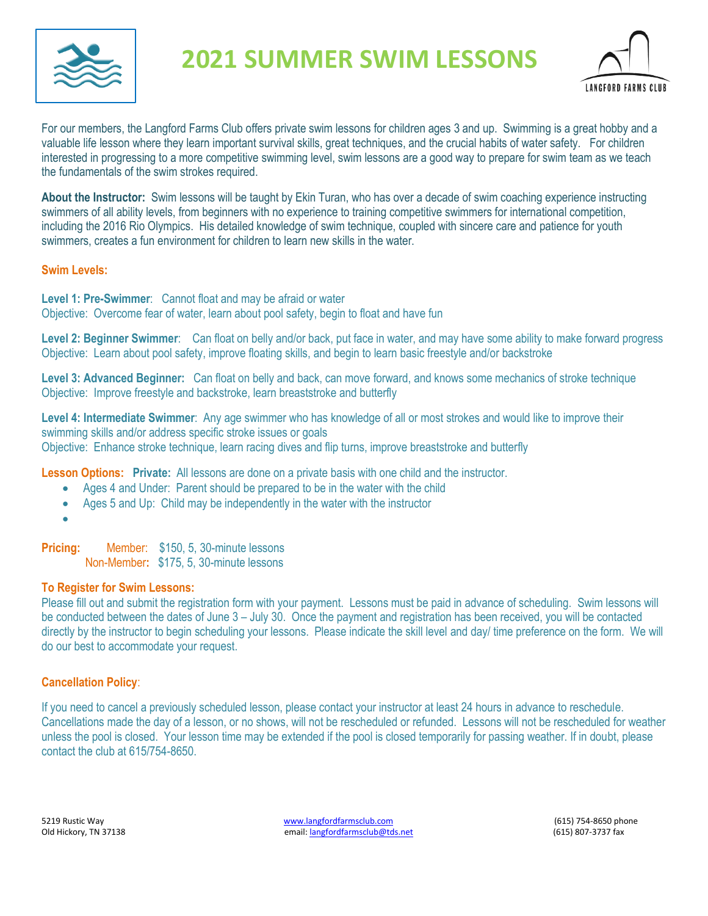# 2021 SUMMER SWIM LESSONS

LANGFORD FARMS CLUB

For our members, the Langford Farms Club offers private swim lessons for children ages 3 and up. Swimming is a great hobby and a valuable life lesson where they learn important survival skills, great techniques, and the crucial habits of water safety. For children interested in progressing to a more competitive swimming level, swim lessons are a good way to prepare for swim team as we teach the fundamentals of the swim strokes required.

**About the Instructor:** Swim lessons will be taught by Ekin Turan, who has over a decade of swim coaching experience instructing swimmers of all ability levels, from beginners with no experience to training competitive swimmers for international competition, including the 2016 Rio Olympics. His detailed knowledge of swim technique, coupled with sincere care and patience for youth swimmers, creates a fun environment for children to learn new skills in the water.

**Swim Levels:**

**Level 1: Pre-Swimmer**: Cannot float and may be afraid or water
Objective: Overcome fear of water, learn about pool safety, begin to float and have fun

**Level 2: Beginner Swimmer**: Can float on belly and/or back, put face in water, and may have some ability to make forward progress
Objective: Learn about pool safety, improve floating skills, and begin to learn basic freestyle and/or backstroke

**Level 3: Advanced Beginner:** Can float on belly and back, can move forward, and knows some mechanics of stroke technique
Objective: Improve freestyle and backstroke, learn breaststroke and butterfly

**Level 4: Intermediate Swimmer**: Any age swimmer who has knowledge of all or most strokes and would like to improve their swimming skills and/or address specific stroke issues or goals
Objective: Enhance stroke technique, learn racing dives and flip turns, improve breaststroke and butterfly

**Lesson Options: Private:** All lessons are done on a private basis with one child and the instructor.

- Ages 4 and Under: Parent should be prepared to be in the water with the child
- Ages 5 and Up: Child may be independently in the water with the instructor

**Pricing:** Member: $150, 5, 30-minute lessons
Non-Member: $175, 5, 30-minute lessons

**To Register for Swim Lessons:**

Please fill out and submit the registration form with your payment. Lessons must be paid in advance of scheduling. Swim lessons will be conducted between the dates of June 3 – July 30. Once the payment and registration has been received, you will be contacted directly by the instructor to begin scheduling your lessons. Please indicate the skill level and day/ time preference on the form. We will do our best to accommodate your request.

**Cancellation Policy**:

If you need to cancel a previously scheduled lesson, please contact your instructor at least 24 hours in advance to reschedule. Cancellations made the day of a lesson, or no shows, will not be rescheduled or refunded. Lessons will not be rescheduled for weather unless the pool is closed. Your lesson time may be extended if the pool is closed temporarily for passing weather. If in doubt, please contact the club at 615/754-8650.

5219 Rustic Way
Old Hickory, TN 37138

www.langfordfarmsclub.com
email: langfordfarmsclub@tds.net

(615) 754-8650 phone
(615) 807-3737 fax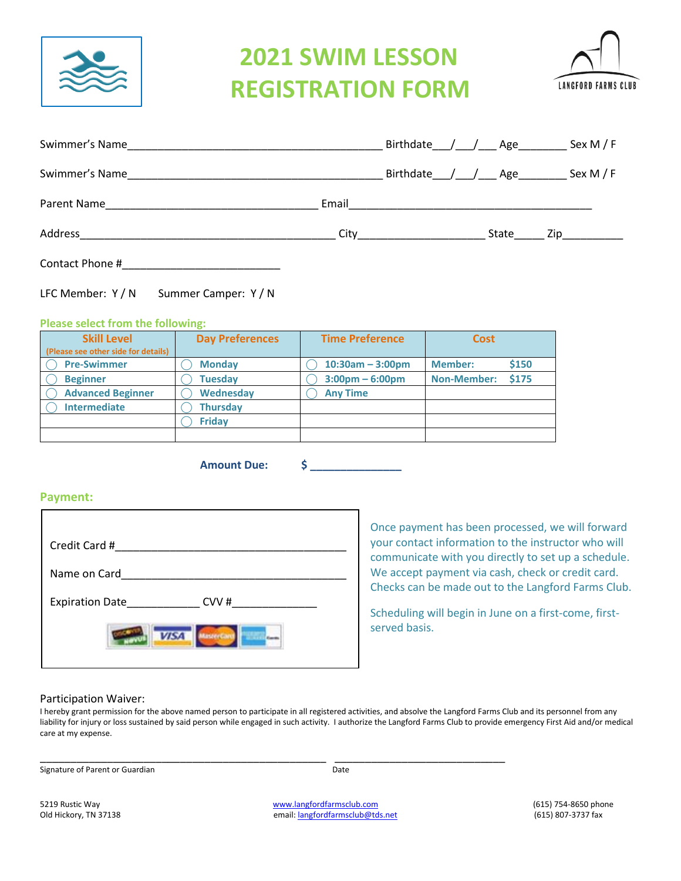# 2021 SWIM LESSON REGISTRATION FORM

LANGFORD FARMS CLUB

Swimmer's Name__________________________________________ Birthdate___/___/___ Age________ Sex M / F

Swimmer's Name__________________________________________ Birthdate___/___/___ Age________ Sex M / F

Parent Name___________________________________ Email_________________________________________

Address___________________________________________ City____________________ State_____ Zip__________

Contact Phone #__________________________

LFC Member: Y / N    Summer Camper: Y / N

**Please select from the following:**

| Skill Level (Please see other side for details) | Day Preferences | Time Preference | Cost |
|---|---|---|---|
| ◯ Pre-Swimmer | ◯ Monday | ◯ 10:30am – 3:00pm | Member: $150 |
| ◯ Beginner | ◯ Tuesday | ◯ 3:00pm – 6:00pm | Non-Member: $175 |
| ◯ Advanced Beginner | ◯ Wednesday | ◯ Any Time | |
| ◯ Intermediate | ◯ Thursday | | |
| | ◯ Friday | | |
| | | | |

**Amount Due: $ ______________**

**Payment:**

Credit Card #_______________________________________

Name on Card_______________________________________

Expiration Date____________ CVV #______________

Once payment has been processed, we will forward your contact information to the instructor who will communicate with you directly to set up a schedule. We accept payment via cash, check or credit card. Checks can be made out to the Langford Farms Club.

Scheduling will begin in June on a first-come, first-served basis.

Participation Waiver:

I hereby grant permission for the above named person to participate in all registered activities, and absolve the Langford Farms Club and its personnel from any liability for injury or loss sustained by said person while engaged in such activity. I authorize the Langford Farms Club to provide emergency First Aid and/or medical care at my expense.

______________________________________________________ ________________________________

Signature of Parent or Guardian    Date

5219 Rustic Way
Old Hickory, TN 37138

www.langfordfarmsclub.com
email: langfordfarmsclub@tds.net

(615) 754-8650 phone
(615) 807-3737 fax